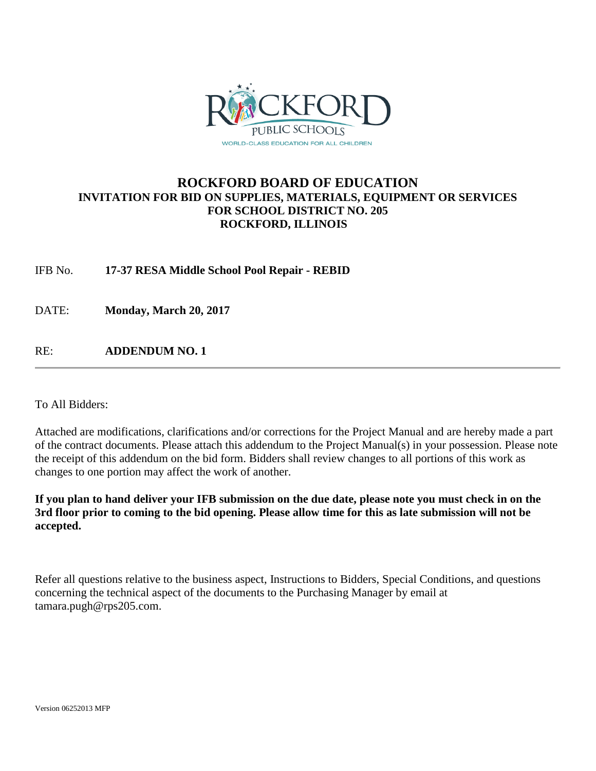# ROCKFORD BOARD OF EDUCATION

## INVITATION FOR BID ON SUPPLIES, MATERIALS, EQUIPMENT OR SERVICES FOR SCHOOL DISTRICT NO. 205 ROCKFORD, ILLINOIS

IFB No. **17-37 RESA Middle School Pool Repair - REBID**

DATE: **Monday, March 20, 2017**

RE: **ADDENDUM NO. 1**

---

To All Bidders:

Attached are modifications, clarifications and/or corrections for the Project Manual and are hereby made a part of the contract documents. Please attach this addendum to the Project Manual(s) in your possession. Please note the receipt of this addendum on the bid form. Bidders shall review changes to all portions of this work as changes to one portion may affect the work of another.

**If you plan to hand deliver your IFB submission on the due date, please note you must check in on the 3rd floor prior to coming to the bid opening. Please allow time for this as late submission will not be accepted.**

Refer all questions relative to the business aspect, Instructions to Bidders, Special Conditions, and questions concerning the technical aspect of the documents to the Purchasing Manager by email at tamara.pugh@rps205.com.

Version 06252013 MFP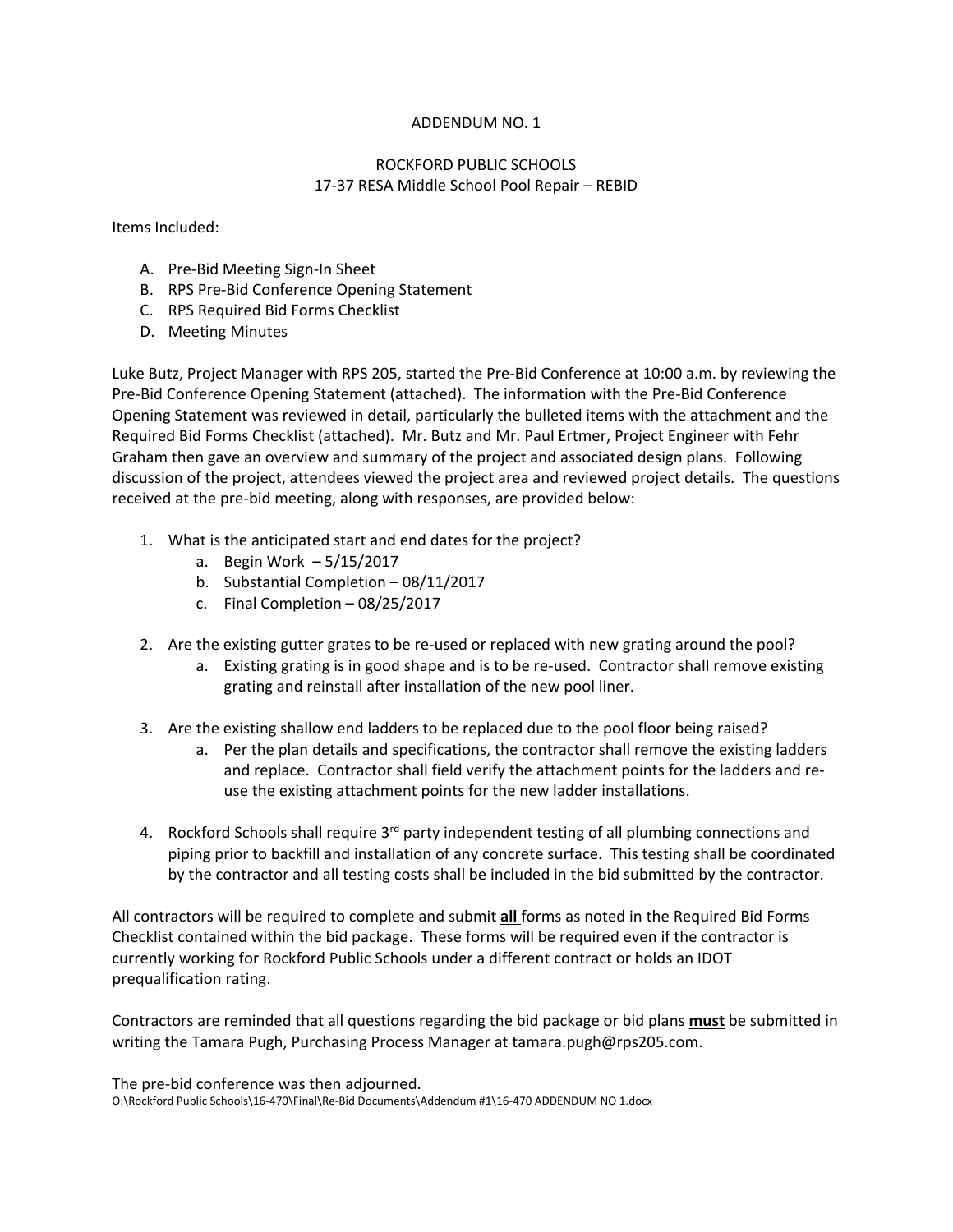ADDENDUM NO. 1

ROCKFORD PUBLIC SCHOOLS
17-37 RESA Middle School Pool Repair – REBID

Items Included:

A. Pre-Bid Meeting Sign-In Sheet
B. RPS Pre-Bid Conference Opening Statement
C. RPS Required Bid Forms Checklist
D. Meeting Minutes

Luke Butz, Project Manager with RPS 205, started the Pre-Bid Conference at 10:00 a.m. by reviewing the Pre-Bid Conference Opening Statement (attached). The information with the Pre-Bid Conference Opening Statement was reviewed in detail, particularly the bulleted items with the attachment and the Required Bid Forms Checklist (attached). Mr. Butz and Mr. Paul Ertmer, Project Engineer with Fehr Graham then gave an overview and summary of the project and associated design plans. Following discussion of the project, attendees viewed the project area and reviewed project details. The questions received at the pre-bid meeting, along with responses, are provided below:

1. What is the anticipated start and end dates for the project?
   a. Begin Work – 5/15/2017
   b. Substantial Completion – 08/11/2017
   c. Final Completion – 08/25/2017

2. Are the existing gutter grates to be re-used or replaced with new grating around the pool?
   a. Existing grating is in good shape and is to be re-used. Contractor shall remove existing grating and reinstall after installation of the new pool liner.

3. Are the existing shallow end ladders to be replaced due to the pool floor being raised?
   a. Per the plan details and specifications, the contractor shall remove the existing ladders and replace. Contractor shall field verify the attachment points for the ladders and re-use the existing attachment points for the new ladder installations.

4. Rockford Schools shall require 3rd party independent testing of all plumbing connections and piping prior to backfill and installation of any concrete surface. This testing shall be coordinated by the contractor and all testing costs shall be included in the bid submitted by the contractor.

All contractors will be required to complete and submit **all** forms as noted in the Required Bid Forms Checklist contained within the bid package. These forms will be required even if the contractor is currently working for Rockford Public Schools under a different contract or holds an IDOT prequalification rating.

Contractors are reminded that all questions regarding the bid package or bid plans **must** be submitted in writing the Tamara Pugh, Purchasing Process Manager at tamara.pugh@rps205.com.

The pre-bid conference was then adjourned.

O:\Rockford Public Schools\16-470\Final\Re-Bid Documents\Addendum #1\16-470 ADDENDUM NO 1.docx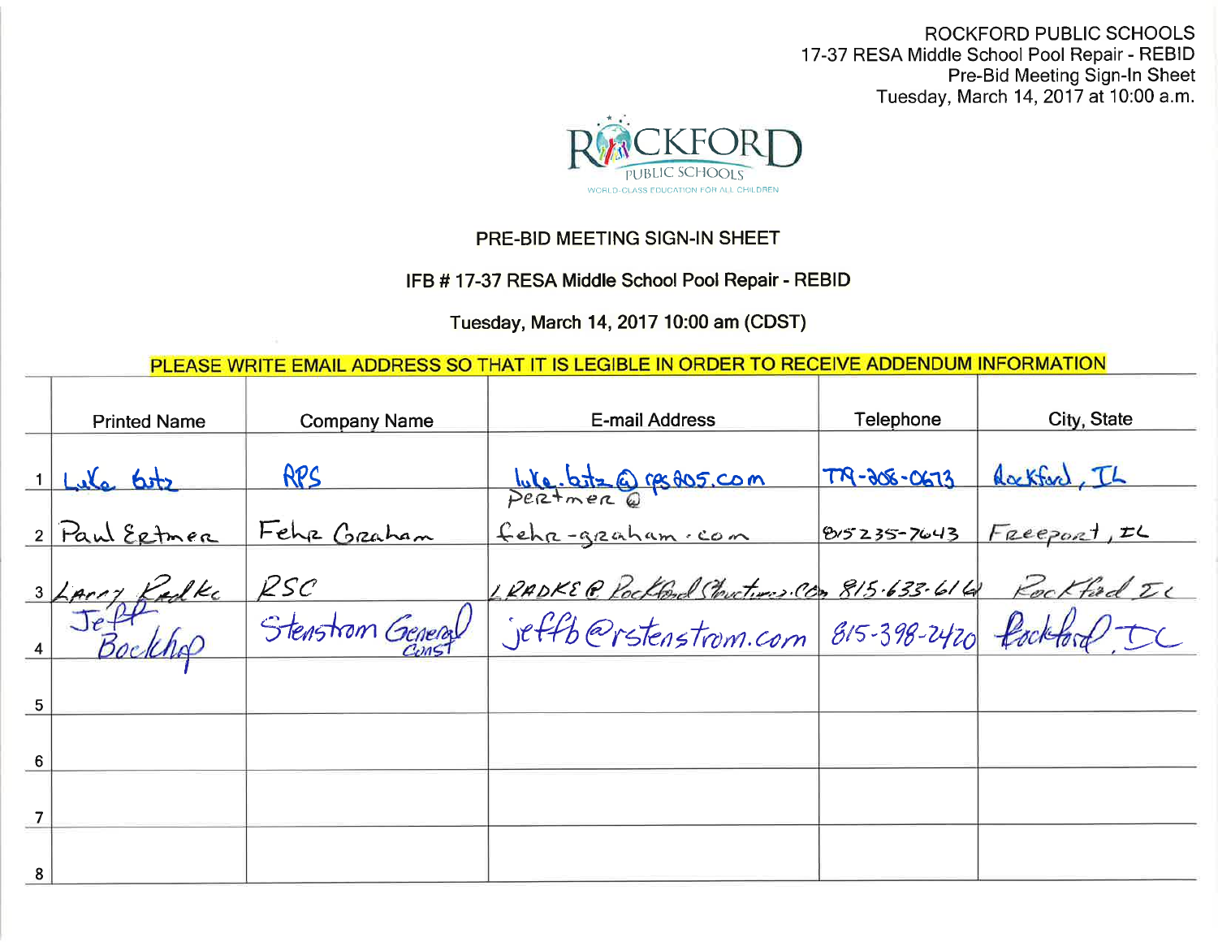ROCKFORD PUBLIC SCHOOLS
17-37 RESA Middle School Pool Repair - REBID
Pre-Bid Meeting Sign-In Sheet
Tuesday, March 14, 2017 at 10:00 a.m.

ROCKFORD PUBLIC SCHOOLS
WORLD-CLASS EDUCATION FOR ALL CHILDREN

## PRE-BID MEETING SIGN-IN SHEET

## IFB # 17-37 RESA Middle School Pool Repair - REBID

**Tuesday, March 14, 2017 10:00 am (CDST)**

**PLEASE WRITE EMAIL ADDRESS SO THAT IT IS LEGIBLE IN ORDER TO RECEIVE ADDENDUM INFORMATION**

| | Printed Name | Company Name | E-mail Address | Telephone | City, State |
|---|---|---|---|---|---|
| 1 | Luke Butz | RPS | luke.butz@rps205.com | 779-208-0673 | Rockford, IL |
| 2 | Paul Eetmer | Fehr Graham | peetmer@fehr-graham.com | 815 235-7643 | Freeport, IL |
| 3 | Larry Radke | RSC | LRADKE@RockfordStructures.Com | 815-633-6164 | Rockford IL |
| 4 | Jeff Bockhop | Stenstrom General Const | jeffb@rstenstrom.com | 815-398-2420 | Rockford, IL |
| 5 | | | | | |
| 6 | | | | | |
| 7 | | | | | |
| 8 | | | | | |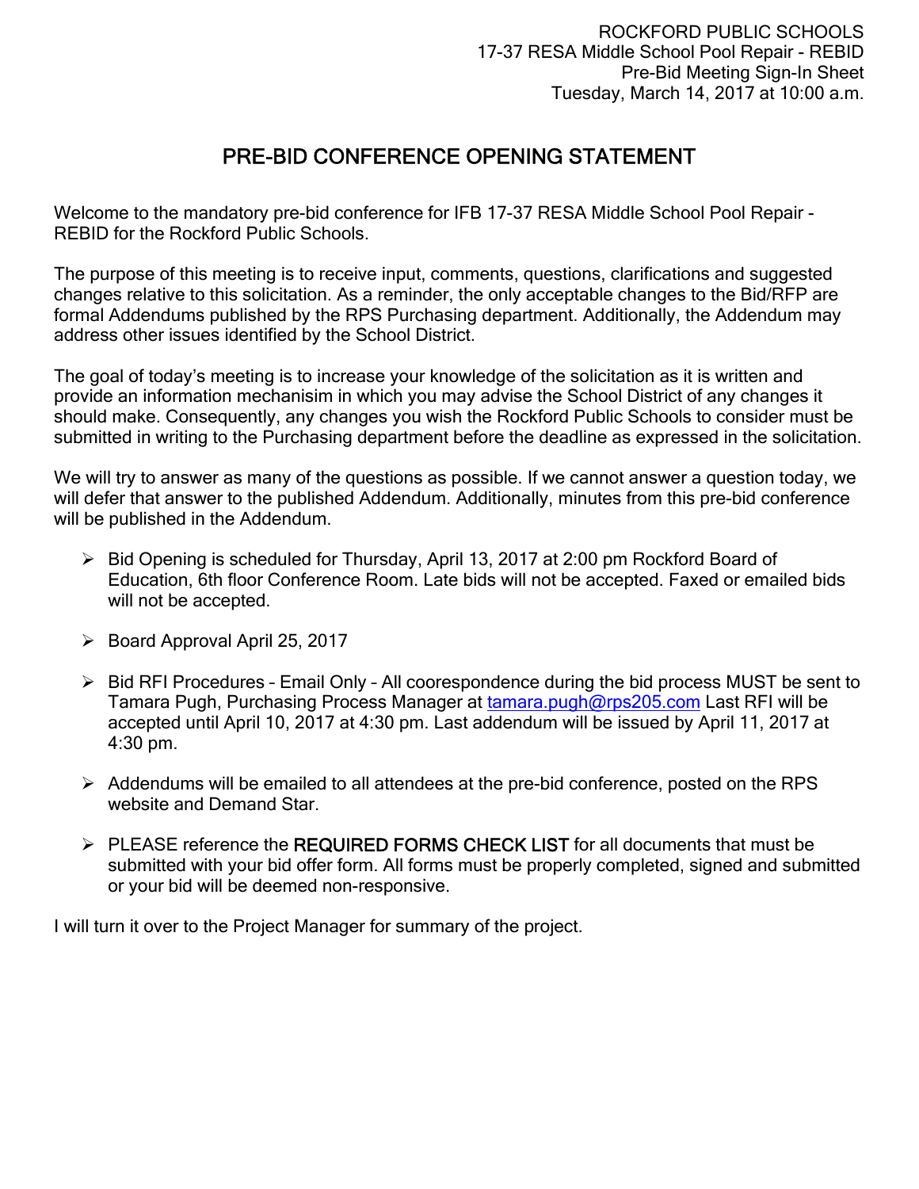ROCKFORD PUBLIC SCHOOLS
17-37 RESA Middle School Pool Repair - REBID
Pre-Bid Meeting Sign-In Sheet
Tuesday, March 14, 2017 at 10:00 a.m.

# PRE-BID CONFERENCE OPENING STATEMENT

Welcome to the mandatory pre-bid conference for IFB 17-37 RESA Middle School Pool Repair - REBID for the Rockford Public Schools.

The purpose of this meeting is to receive input, comments, questions, clarifications and suggested changes relative to this solicitation. As a reminder, the only acceptable changes to the Bid/RFP are formal Addendums published by the RPS Purchasing department. Additionally, the Addendum may address other issues identified by the School District.

The goal of today's meeting is to increase your knowledge of the solicitation as it is written and provide an information mechanisim in which you may advise the School District of any changes it should make. Consequently, any changes you wish the Rockford Public Schools to consider must be submitted in writing to the Purchasing department before the deadline as expressed in the solicitation.

We will try to answer as many of the questions as possible. If we cannot answer a question today, we will defer that answer to the published Addendum. Additionally, minutes from this pre-bid conference will be published in the Addendum.

- Bid Opening is scheduled for Thursday, April 13, 2017 at 2:00 pm Rockford Board of Education, 6th floor Conference Room. Late bids will not be accepted. Faxed or emailed bids will not be accepted.
- Board Approval April 25, 2017
- Bid RFI Procedures – Email Only – All coorespondence during the bid process MUST be sent to Tamara Pugh, Purchasing Process Manager at tamara.pugh@rps205.com Last RFI will be accepted until April 10, 2017 at 4:30 pm. Last addendum will be issued by April 11, 2017 at 4:30 pm.
- Addendums will be emailed to all attendees at the pre-bid conference, posted on the RPS website and Demand Star.
- PLEASE reference the **REQUIRED FORMS CHECK LIST** for all documents that must be submitted with your bid offer form. All forms must be properly completed, signed and submitted or your bid will be deemed non-responsive.

I will turn it over to the Project Manager for summary of the project.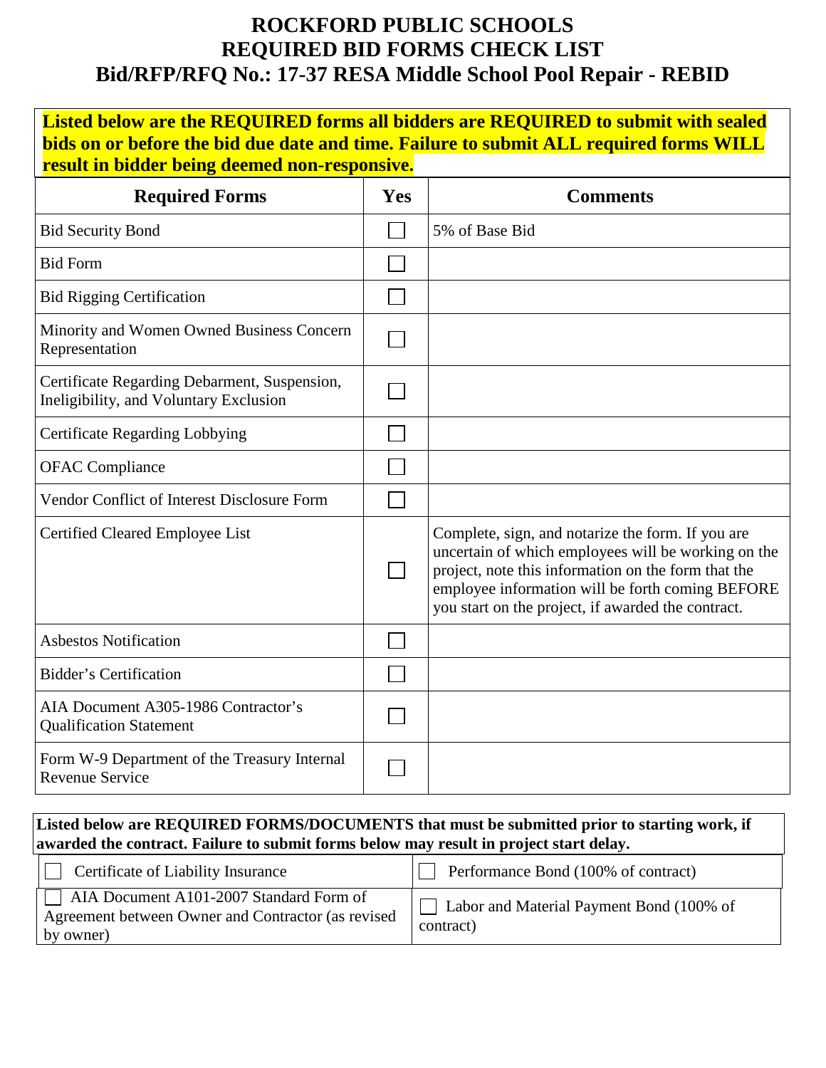# ROCKFORD PUBLIC SCHOOLS
# REQUIRED BID FORMS CHECK LIST
# Bid/RFP/RFQ No.: 17-37 RESA Middle School Pool Repair - REBID

**Listed below are the REQUIRED forms all bidders are REQUIRED to submit with sealed bids on or before the bid due date and time. Failure to submit ALL required forms WILL result in bidder being deemed non-responsive.**

| Required Forms | Yes | Comments |
|---|---|---|
| Bid Security Bond | ☐ | 5% of Base Bid |
| Bid Form | ☐ | |
| Bid Rigging Certification | ☐ | |
| Minority and Women Owned Business Concern Representation | ☐ | |
| Certificate Regarding Debarment, Suspension, Ineligibility, and Voluntary Exclusion | ☐ | |
| Certificate Regarding Lobbying | ☐ | |
| OFAC Compliance | ☐ | |
| Vendor Conflict of Interest Disclosure Form | ☐ | |
| Certified Cleared Employee List | ☐ | Complete, sign, and notarize the form. If you are uncertain of which employees will be working on the project, note this information on the form that the employee information will be forth coming BEFORE you start on the project, if awarded the contract. |
| Asbestos Notification | ☐ | |
| Bidder's Certification | ☐ | |
| AIA Document A305-1986 Contractor's Qualification Statement | ☐ | |
| Form W-9 Department of the Treasury Internal Revenue Service | ☐ | |

**Listed below are REQUIRED FORMS/DOCUMENTS that must be submitted prior to starting work, if awarded the contract. Failure to submit forms below may result in project start delay.**

| | |
|---|---|
| ☐ Certificate of Liability Insurance | ☐ Performance Bond (100% of contract) |
| ☐ AIA Document A101-2007 Standard Form of Agreement between Owner and Contractor (as revised by owner) | ☐ Labor and Material Payment Bond (100% of contract) |